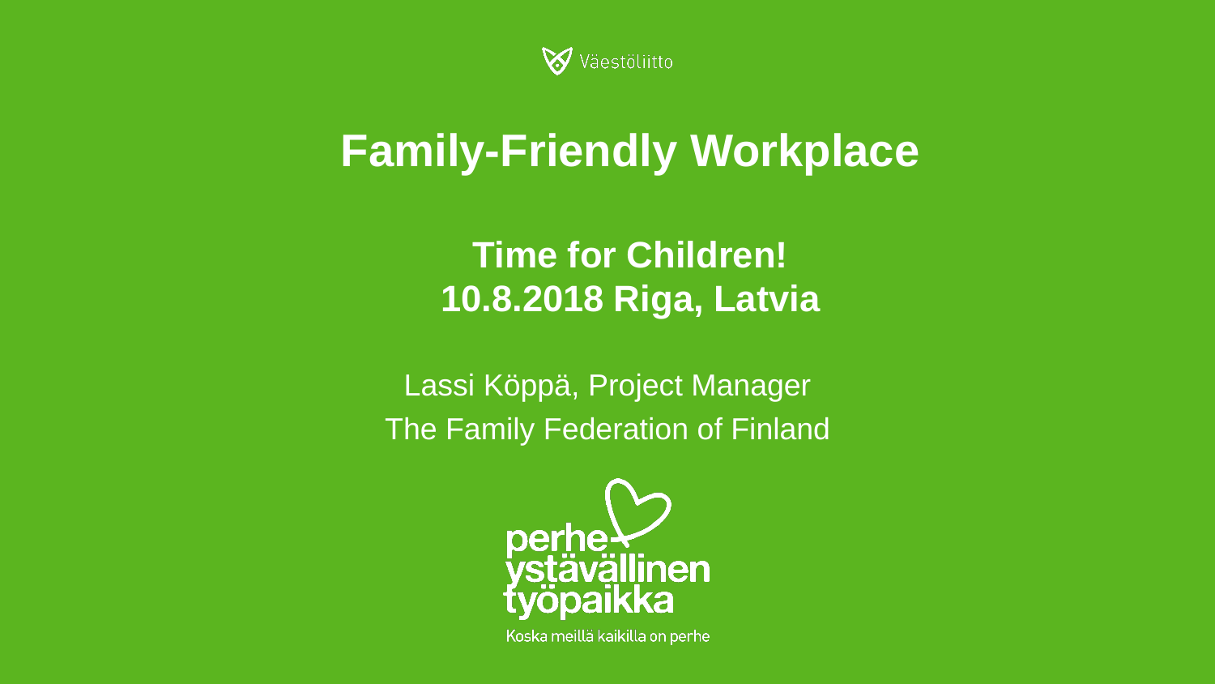Väestöliitto

# Family-Friendly Workplace

## Time for Children!
## 10.8.2018 Riga, Latvia

Lassi Köppä, Project Manager

The Family Federation of Finland

perhe-
ystävällinen
työpaikka

Koska meillä kaikilla on perhe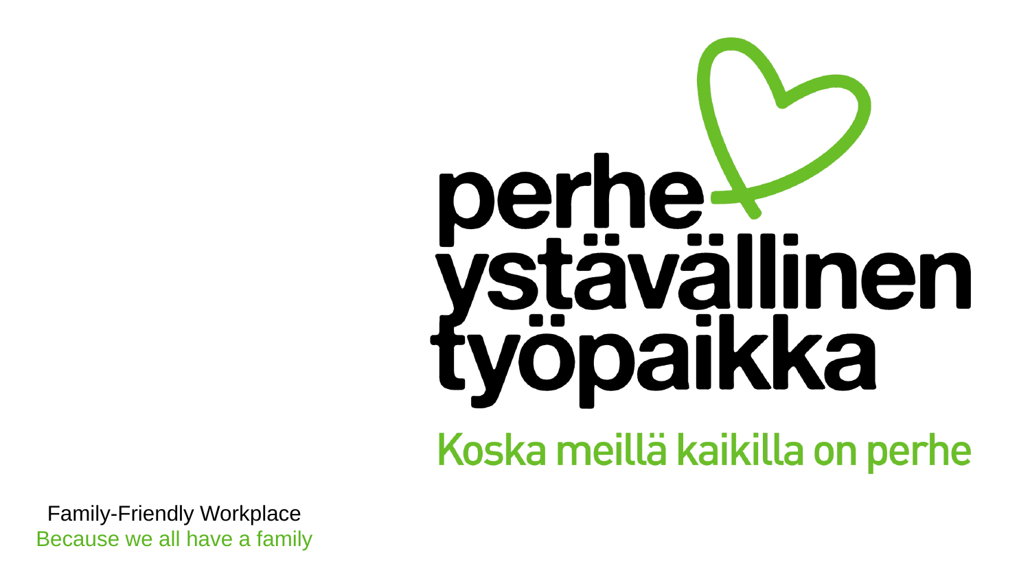perheystävällinen työpaikka

Koska meillä kaikilla on perhe

Family-Friendly Workplace

Because we all have a family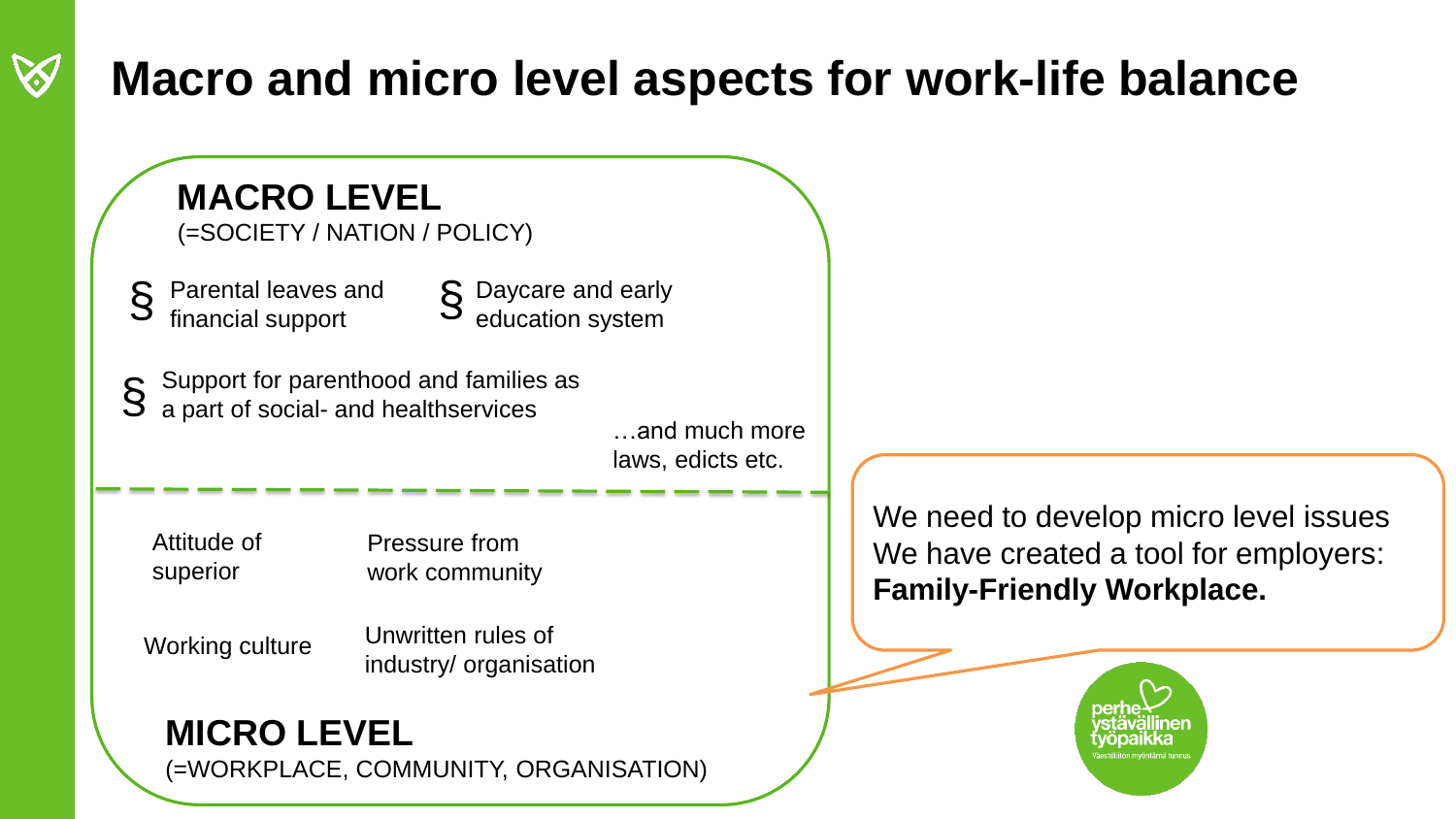# Macro and micro level aspects for work-life balance

## MACRO LEVEL

(=SOCIETY / NATION / POLICY)

- § Parental leaves and financial support
- § Daycare and early education system
- § Support for parenthood and families as a part of social- and healthservices

…and much more laws, edicts etc.

---

- Attitude of superior
- Pressure from work community
- Working culture
- Unwritten rules of industry/ organisation

## MICRO LEVEL

(=WORKPLACE, COMMUNITY, ORGANISATION)

We need to develop micro level issues
We have created a tool for employers: **Family-Friendly Workplace.**

perheystävällinen työpaikka
Väestöliiton myöntämä tunnus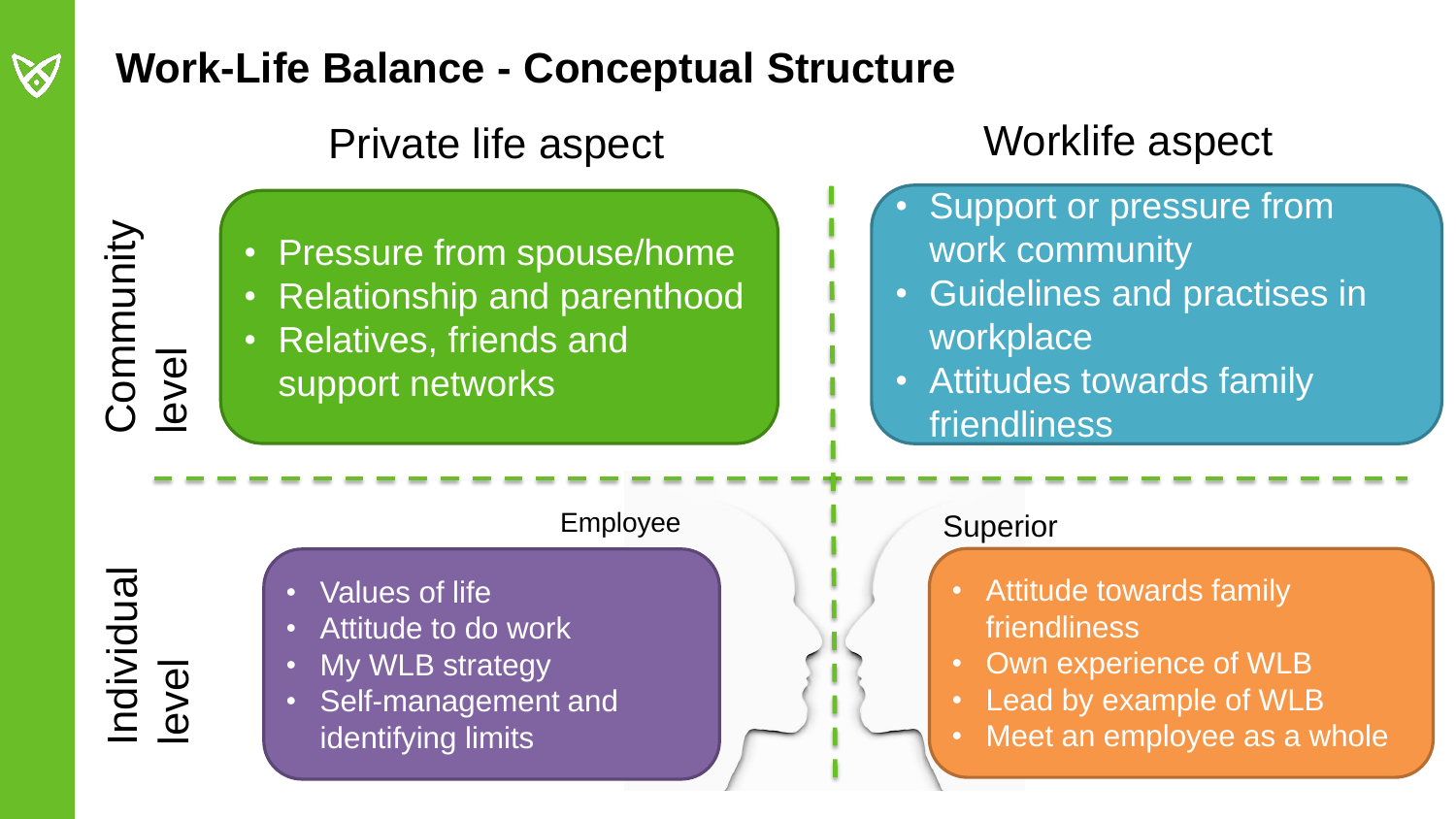# Work-Life Balance - Conceptual Structure

## Private life aspect

### Community level

- Pressure from spouse/home
- Relationship and parenthood
- Relatives, friends and support networks

### Individual level

Employee

- Values of life
- Attitude to do work
- My WLB strategy
- Self-management and identifying limits

## Worklife aspect

### Community level

- Support or pressure from work community
- Guidelines and practises in workplace
- Attitudes towards family friendliness

### Individual level

Superior

- Attitude towards family friendliness
- Own experience of WLB
- Lead by example of WLB
- Meet an employee as a whole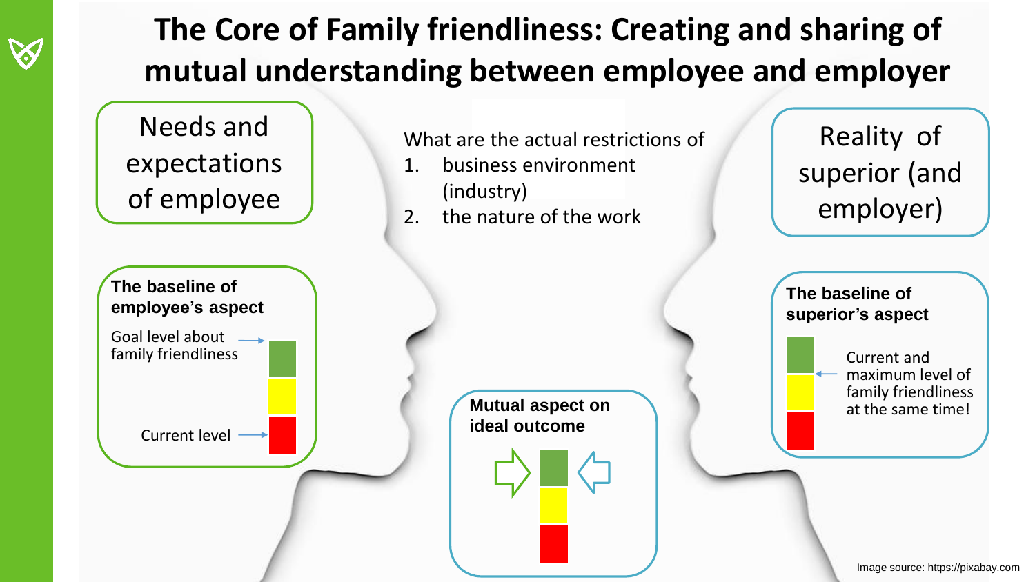# The Core of Family friendliness: Creating and sharing of mutual understanding between employee and employer

Needs and expectations of employee

What are the actual restrictions of

1. business environment (industry)
2. the nature of the work

Reality of superior (and employer)

**The baseline of employee's aspect**

Goal level about family friendliness

Current level

**The baseline of superior's aspect**

Current and maximum level of family friendliness at the same time!

**Mutual aspect on ideal outcome**

Image source: https://pixabay.com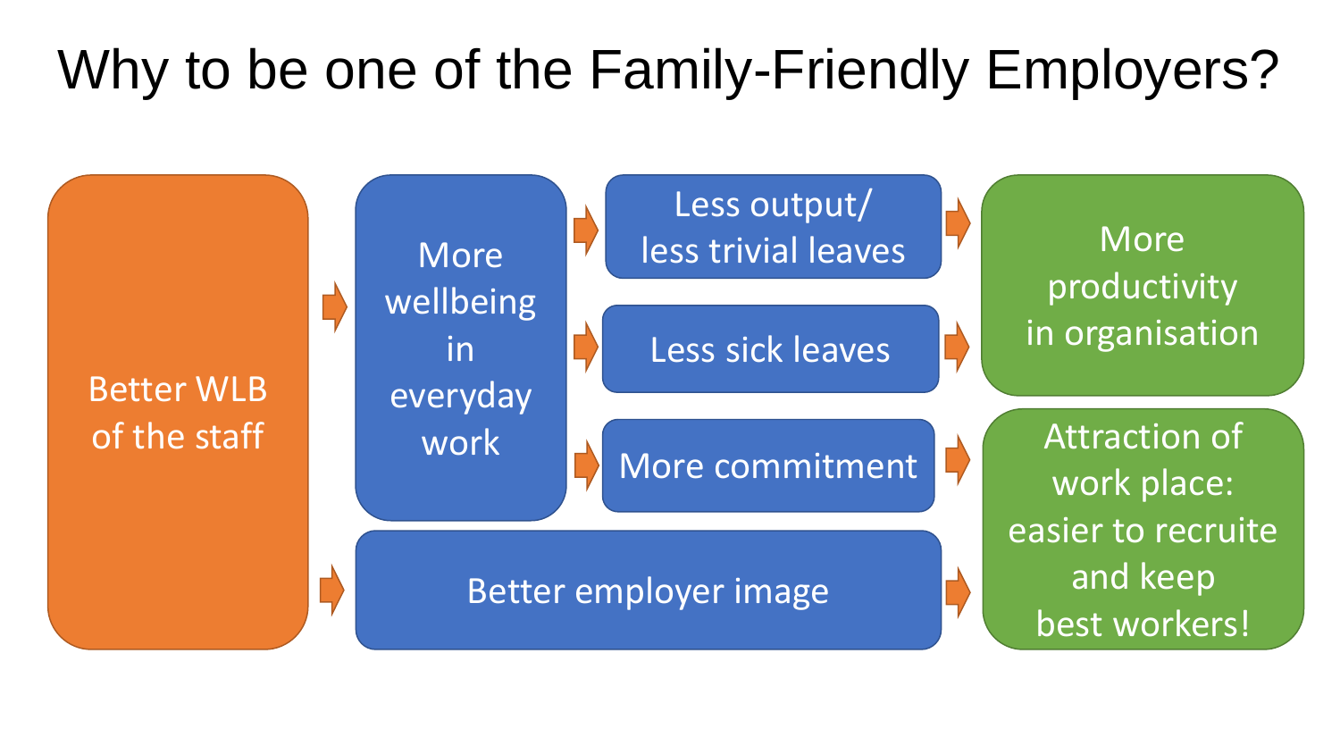# Why to be one of the Family-Friendly Employers?

- Better WLB of the staff
  - More wellbeing in everyday work
    - Less output/ less trivial leaves → More productivity in organisation
    - Less sick leaves → More productivity in organisation
    - More commitment → Attraction of work place: easier to recruite and keep best workers!
  - Better employer image → Attraction of work place: easier to recruite and keep best workers!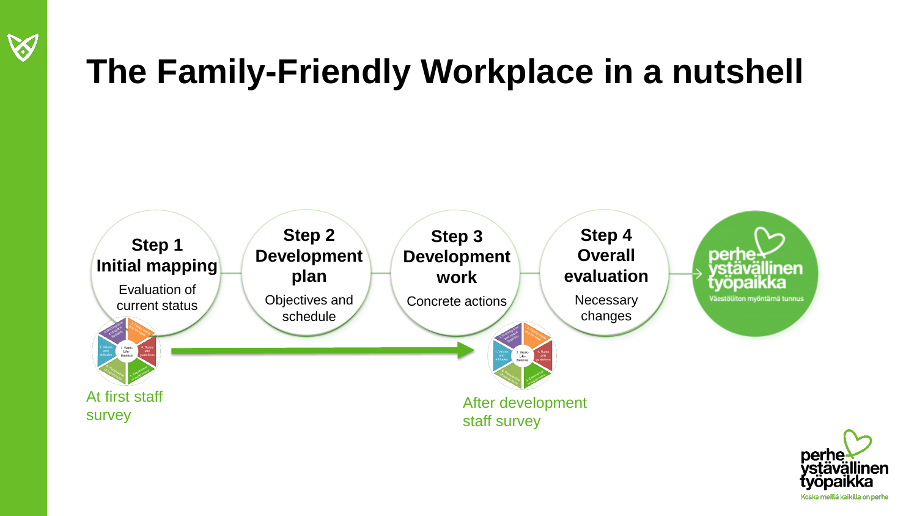# The Family-Friendly Workplace in a nutshell

**Step 1**
**Initial mapping**
Evaluation of current status

**Step 2**
**Development plan**
Objectives and schedule

**Step 3**
**Development work**
Concrete actions

**Step 4**
**Overall evaluation**
Necessary changes

perheystävällinen työpaikka
Väestöliiton myöntämä tunnus

At first staff survey

After development staff survey

perheystävällinen työpaikka
Koska meillä kaikilla on perhe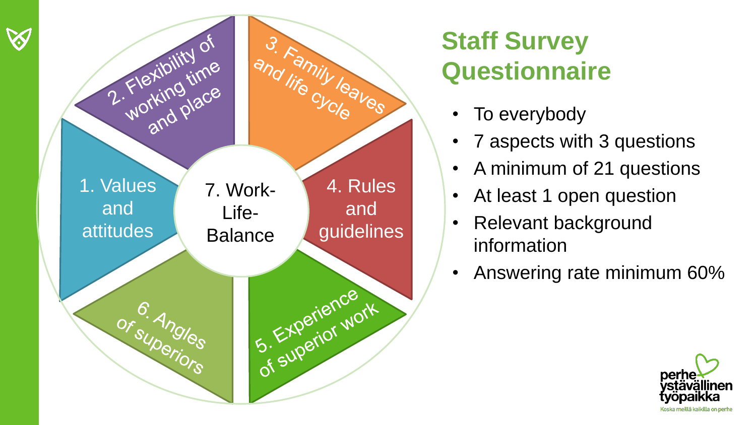# Staff Survey Questionnaire

- 1. Values and attitudes
- 2. Flexibility of working time and place
- 3. Family leaves and life cycle
- 4. Rules and guidelines
- 5. Experience of superior work
- 6. Angles of superiors
- 7. Work-Life-Balance

- To everybody
- 7 aspects with 3 questions
- A minimum of 21 questions
- At least 1 open question
- Relevant background information
- Answering rate minimum 60%

perhe ystävällinen työpaikka

Koska meillä kaikilla on perhe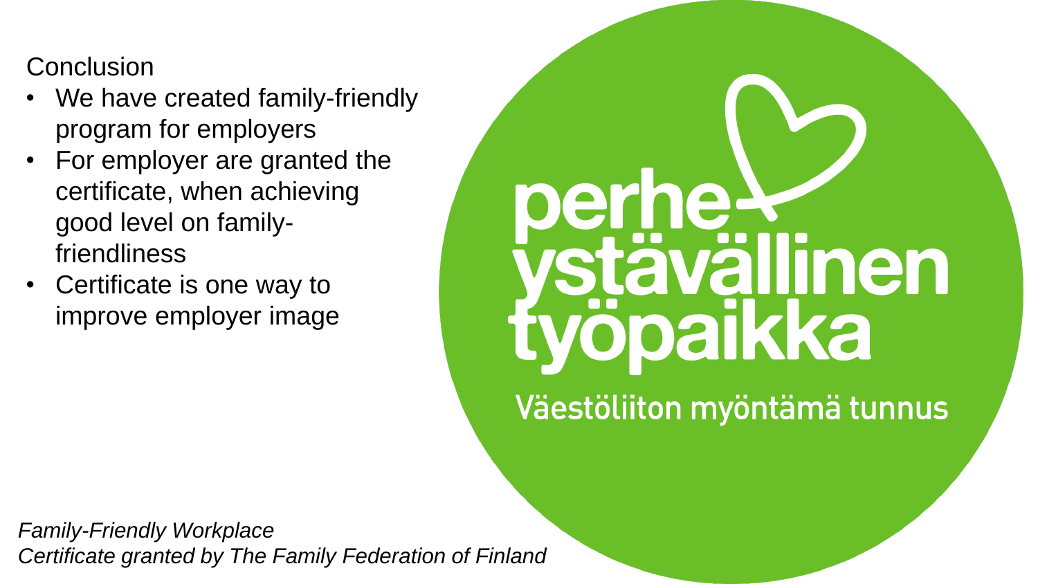Conclusion

- We have created family-friendly program for employers
- For employer are granted the certificate, when achieving good level on family-friendliness
- Certificate is one way to improve employer image

perhe-ystävällinen työpaikka

Väestöliiton myöntämä tunnus

*Family-Friendly Workplace*
*Certificate granted by The Family Federation of Finland*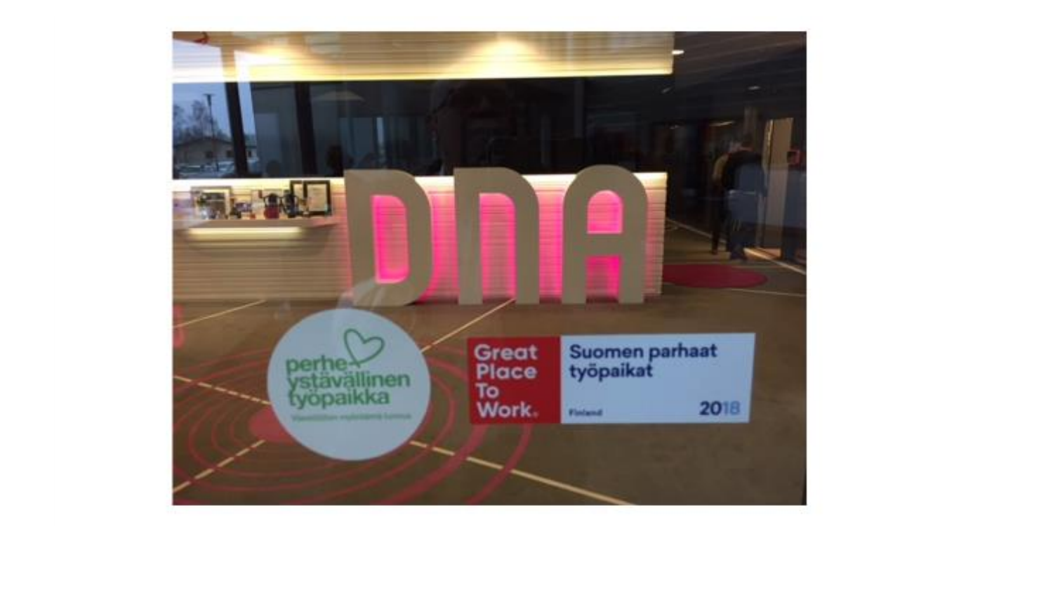DNA

perheystävällinen työpaikka

Great Place To Work.

Suomen parhaat työpaikat

Finland 2018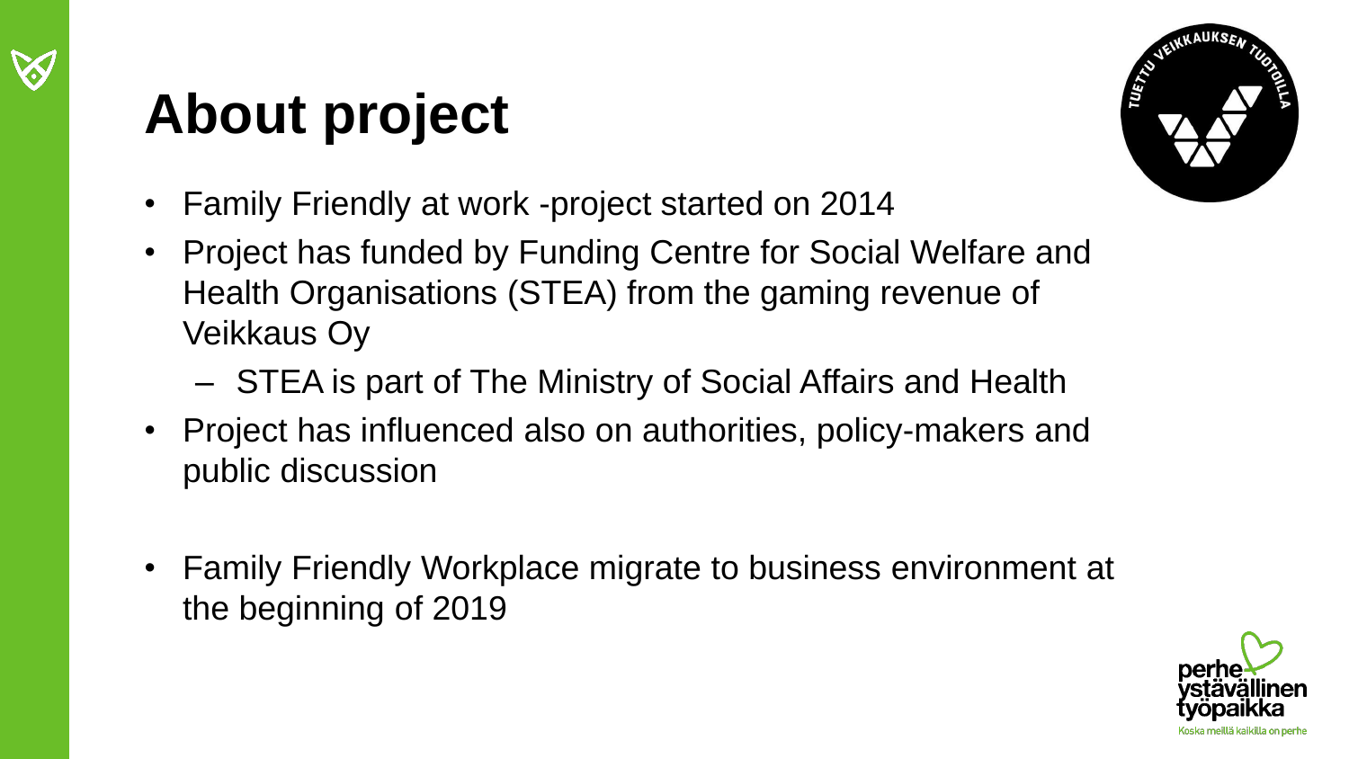# About project

- Family Friendly at work -project started on 2014
- Project has funded by Funding Centre for Social Welfare and Health Organisations (STEA) from the gaming revenue of Veikkaus Oy
  - STEA is part of The Ministry of Social Affairs and Health
- Project has influenced also on authorities, policy-makers and public discussion

- Family Friendly Workplace migrate to business environment at the beginning of 2019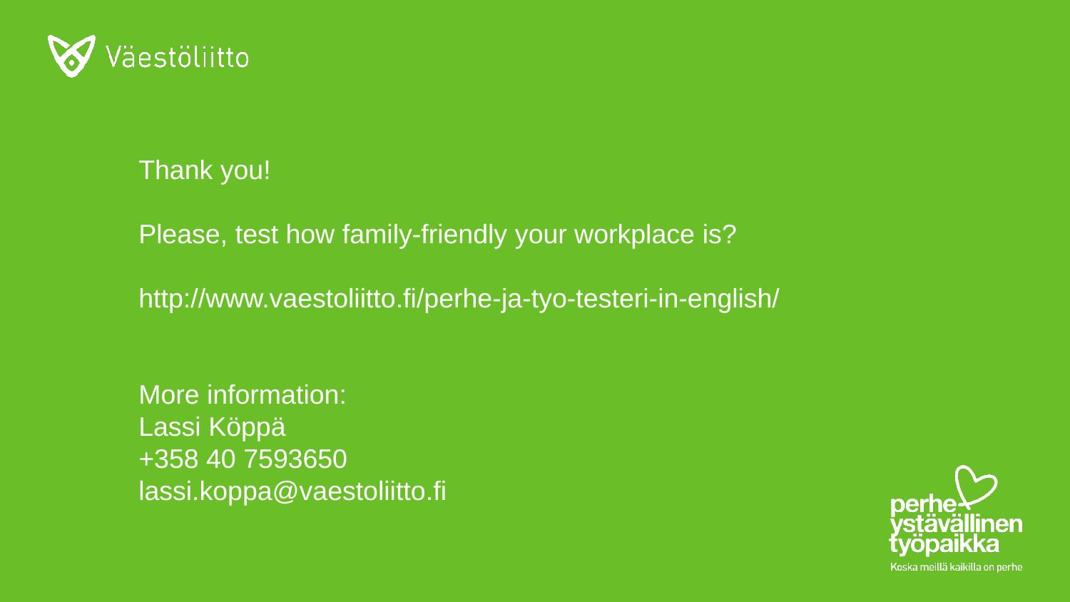Väestöliitto

Thank you!

Please, test how family-friendly your workplace is?

http://www.vaestoliitto.fi/perhe-ja-tyo-testeri-in-english/

More information:
Lassi Köppä
+358 40 7593650
lassi.koppa@vaestoliitto.fi

perheystävällinen työpaikka

Koska meillä kaikilla on perhe